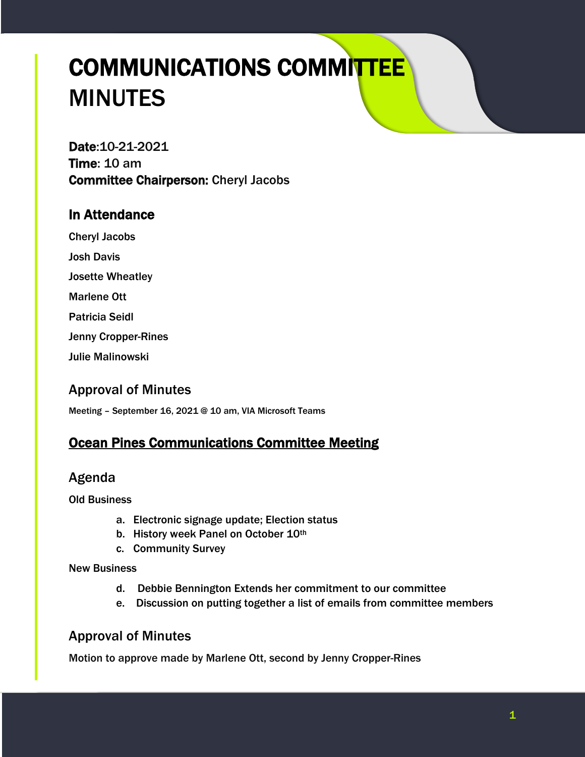# COMMUNICATIONS COMMITTEE MINUTES

**Date**:10-21-2021
**Time**: 10 am
**Committee Chairperson:** Cheryl Jacobs

## In Attendance

Cheryl Jacobs

Josh Davis

Josette Wheatley

Marlene Ott

Patricia Seidl

Jenny Cropper-Rines

Julie Malinowski

## Approval of Minutes

Meeting – September 16, 2021 @ 10 am, VIA Microsoft Teams

## **<u>Ocean Pines Communications Committee Meeting</u>**

## Agenda

Old Business

a. Electronic signage update; Election status
b. History week Panel on October 10th
c. Community Survey

New Business

d. Debbie Bennington Extends her commitment to our committee
e. Discussion on putting together a list of emails from committee members

## Approval of Minutes

Motion to approve made by Marlene Ott, second by Jenny Cropper-Rines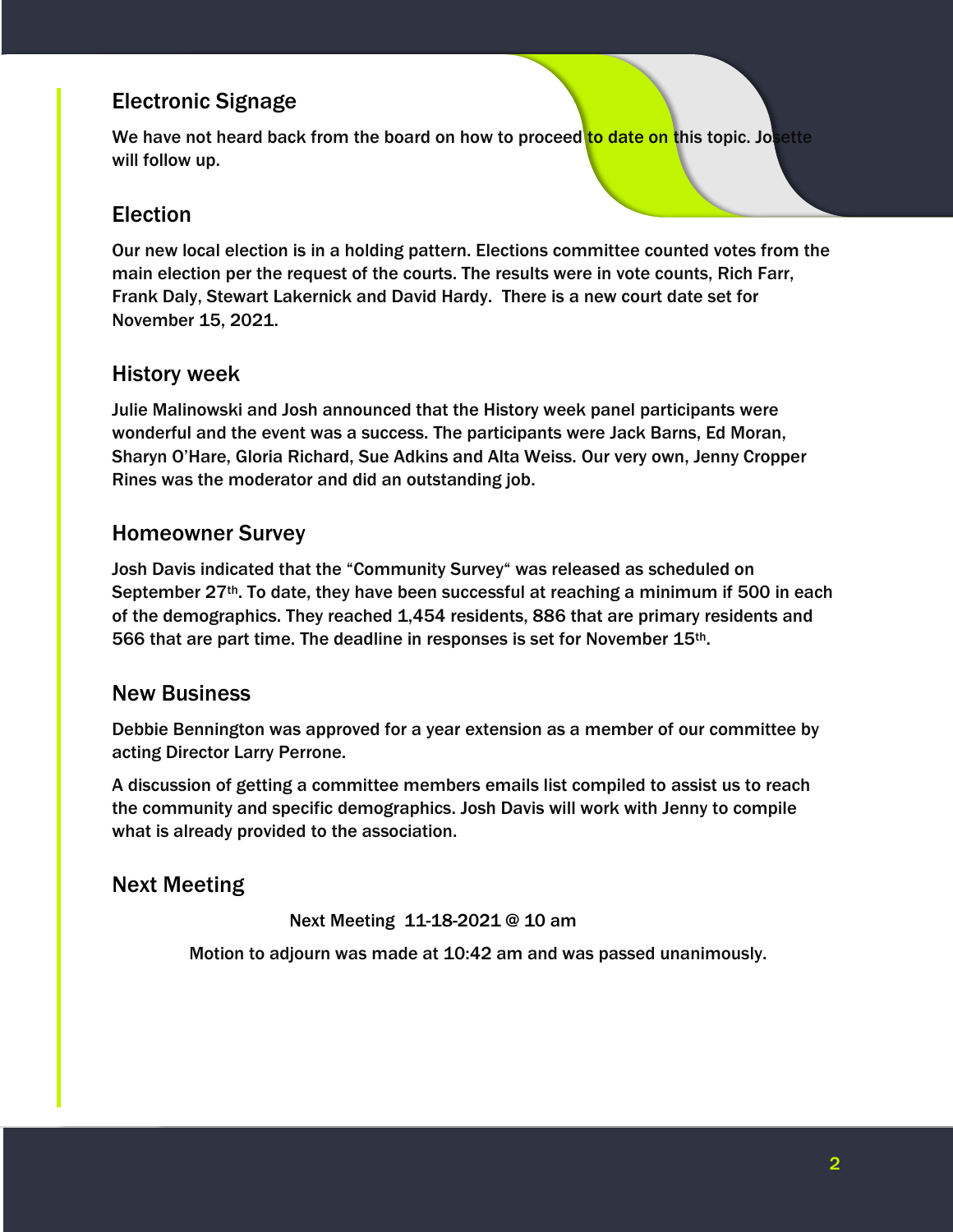## Electronic Signage

We have not heard back from the board on how to proceed to date on this topic. Josette will follow up.

## Election

Our new local election is in a holding pattern. Elections committee counted votes from the main election per the request of the courts. The results were in vote counts, Rich Farr, Frank Daly, Stewart Lakernick and David Hardy. There is a new court date set for November 15, 2021.

## History week

Julie Malinowski and Josh announced that the History week panel participants were wonderful and the event was a success. The participants were Jack Barns, Ed Moran, Sharyn O'Hare, Gloria Richard, Sue Adkins and Alta Weiss. Our very own, Jenny Cropper Rines was the moderator and did an outstanding job.

## Homeowner Survey

Josh Davis indicated that the "Community Survey" was released as scheduled on September 27th. To date, they have been successful at reaching a minimum if 500 in each of the demographics. They reached 1,454 residents, 886 that are primary residents and 566 that are part time. The deadline in responses is set for November 15th.

## New Business

Debbie Bennington was approved for a year extension as a member of our committee by acting Director Larry Perrone.

A discussion of getting a committee members emails list compiled to assist us to reach the community and specific demographics. Josh Davis will work with Jenny to compile what is already provided to the association.

## Next Meeting

Next Meeting 11-18-2021 @ 10 am

Motion to adjourn was made at 10:42 am and was passed unanimously.